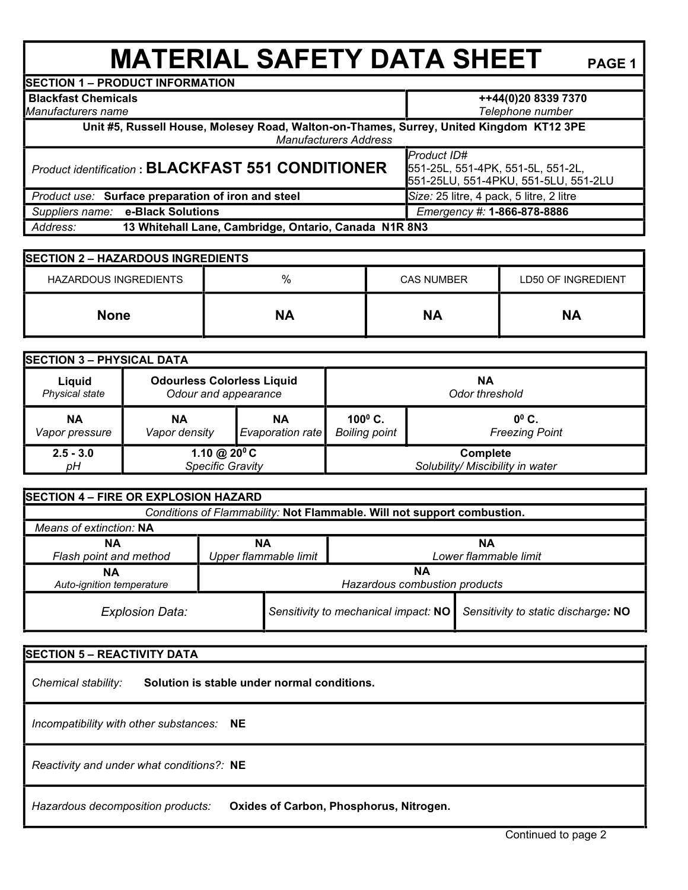# MATERIAL SAFETY DATA SHEET

PAGE 1

## SECTION 1 – PRODUCT INFORMATION

| | |
|---|---|
| **Blackfast Chemicals**<br>*Manufacturers name* | **++44(0)20 8339 7370**<br>*Telephone number* |
| **Unit #5, Russell House, Molesey Road, Walton-on-Thames, Surrey, United Kingdom KT12 3PE**<br>*Manufacturers Address* | |
| *Product identification* : **BLACKFAST 551 CONDITIONER** | *Product ID#*<br>551-25L, 551-4PK, 551-5L, 551-2L,<br>551-25LU, 551-4PKU, 551-5LU, 551-2LU |
| *Product use:* **Surface preparation of iron and steel** | *Size:* 25 litre, 4 pack, 5 litre, 2 litre |
| *Suppliers name:* **e-Black Solutions** | *Emergency #:* **1-866-878-8886** |
| *Address:* **13 Whitehall Lane, Cambridge, Ontario, Canada N1R 8N3** | |

## SECTION 2 – HAZARDOUS INGREDIENTS

| HAZARDOUS INGREDIENTS | % | CAS NUMBER | LD50 OF INGREDIENT |
|---|---|---|---|
| **None** | **NA** | **NA** | **NA** |

## SECTION 3 – PHYSICAL DATA

| | | | | |
|---|---|---|---|---|
| **Liquid**<br>*Physical state* | **Odourless Colorless Liquid**<br>*Odour and appearance* | | **NA**<br>*Odor threshold* | |
| **NA**<br>*Vapor pressure* | **NA**<br>*Vapor density* | **NA**<br>*Evaporation rate* | **$100^0$ C.**<br>*Boiling point* | **$0^0$ C.**<br>*Freezing Point* |
| **2.5 - 3.0**<br>*pH* | **1.10 @ $20^0$ C**<br>*Specific Gravity* | | **Complete**<br>*Solubility/ Miscibility in water* | |

## SECTION 4 – FIRE OR EXPLOSION HAZARD

*Conditions of Flammability:* **Not Flammable. Will not support combustion.**

*Means of extinction:* **NA**

| | | |
|---|---|---|
| **NA**<br>*Flash point and method* | **NA**<br>*Upper flammable limit* | **NA**<br>*Lower flammable limit* |
| **NA**<br>*Auto-ignition temperature* | **NA**<br>*Hazardous combustion products* | |
| *Explosion Data:* | *Sensitivity to mechanical impact:* **NO** | *Sensitivity to static discharge:* **NO** |

## SECTION 5 – REACTIVITY DATA

*Chemical stability:* **Solution is stable under normal conditions.**

*Incompatibility with other substances:* **NE**

*Reactivity and under what conditions?:* **NE**

*Hazardous decomposition products:* **Oxides of Carbon, Phosphorus, Nitrogen.**

Continued to page 2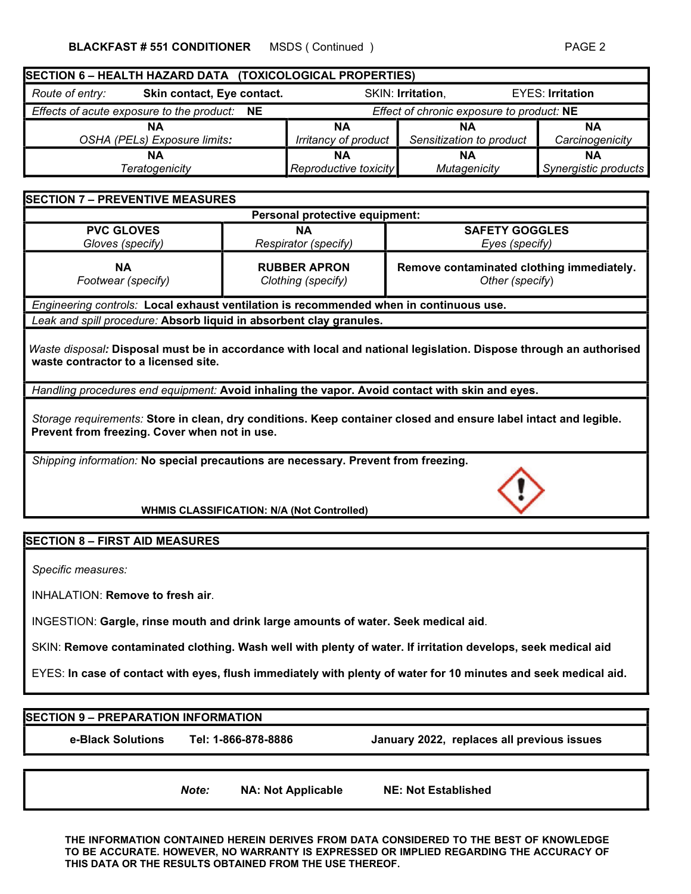## SECTION 6 – HEALTH HAZARD DATA (TOXICOLOGICAL PROPERTIES)

*Route of entry:* **Skin contact, Eye contact.** SKIN: **Irritation**, EYES: **Irritation**

*Effects of acute exposure to the product:* **NE** *Effect of chronic exposure to product:* **NE**

| | | | |
|---|---|---|---|
| **NA** *OSHA (PELs) Exposure limits:* | **NA** *Irritancy of product* | **NA** *Sensitization to product* | **NA** *Carcinogenicity* |
| **NA** *Teratogenicity* | **NA** *Reproductive toxicity* | **NA** *Mutagenicity* | **NA** *Synergistic products* |

## SECTION 7 – PREVENTIVE MEASURES

**Personal protective equipment:**

| | | |
|---|---|---|
| **PVC GLOVES** *Gloves (specify)* | **NA** *Respirator (specify)* | **SAFETY GOGGLES** *Eyes (specify)* |
| **NA** *Footwear (specify)* | **RUBBER APRON** *Clothing (specify)* | **Remove contaminated clothing immediately.** *Other (specify)* |

*Engineering controls:* **Local exhaust ventilation is recommended when in continuous use.**

*Leak and spill procedure:* **Absorb liquid in absorbent clay granules.**

*Waste disposal:* **Disposal must be in accordance with local and national legislation. Dispose through an authorised waste contractor to a licensed site.**

*Handling procedures end equipment:* **Avoid inhaling the vapor. Avoid contact with skin and eyes.**

*Storage requirements:* **Store in clean, dry conditions. Keep container closed and ensure label intact and legible. Prevent from freezing. Cover when not in use.**

*Shipping information:* **No special precautions are necessary. Prevent from freezing.**

**WHMIS CLASSIFICATION: N/A (Not Controlled)**

## SECTION 8 – FIRST AID MEASURES

*Specific measures:*

INHALATION: **Remove to fresh air**.

INGESTION: **Gargle, rinse mouth and drink large amounts of water. Seek medical aid**.

SKIN: **Remove contaminated clothing. Wash well with plenty of water. If irritation develops, seek medical aid**

EYES: **In case of contact with eyes, flush immediately with plenty of water for 10 minutes and seek medical aid.**

## SECTION 9 – PREPARATION INFORMATION

**e-Black Solutions** **Tel: 1-866-878-8886** **January 2022, replaces all previous issues**

***Note:*** **NA: Not Applicable** **NE: Not Established**

**THE INFORMATION CONTAINED HEREIN DERIVES FROM DATA CONSIDERED TO THE BEST OF KNOWLEDGE TO BE ACCURATE. HOWEVER, NO WARRANTY IS EXPRESSED OR IMPLIED REGARDING THE ACCURACY OF THIS DATA OR THE RESULTS OBTAINED FROM THE USE THEREOF.**